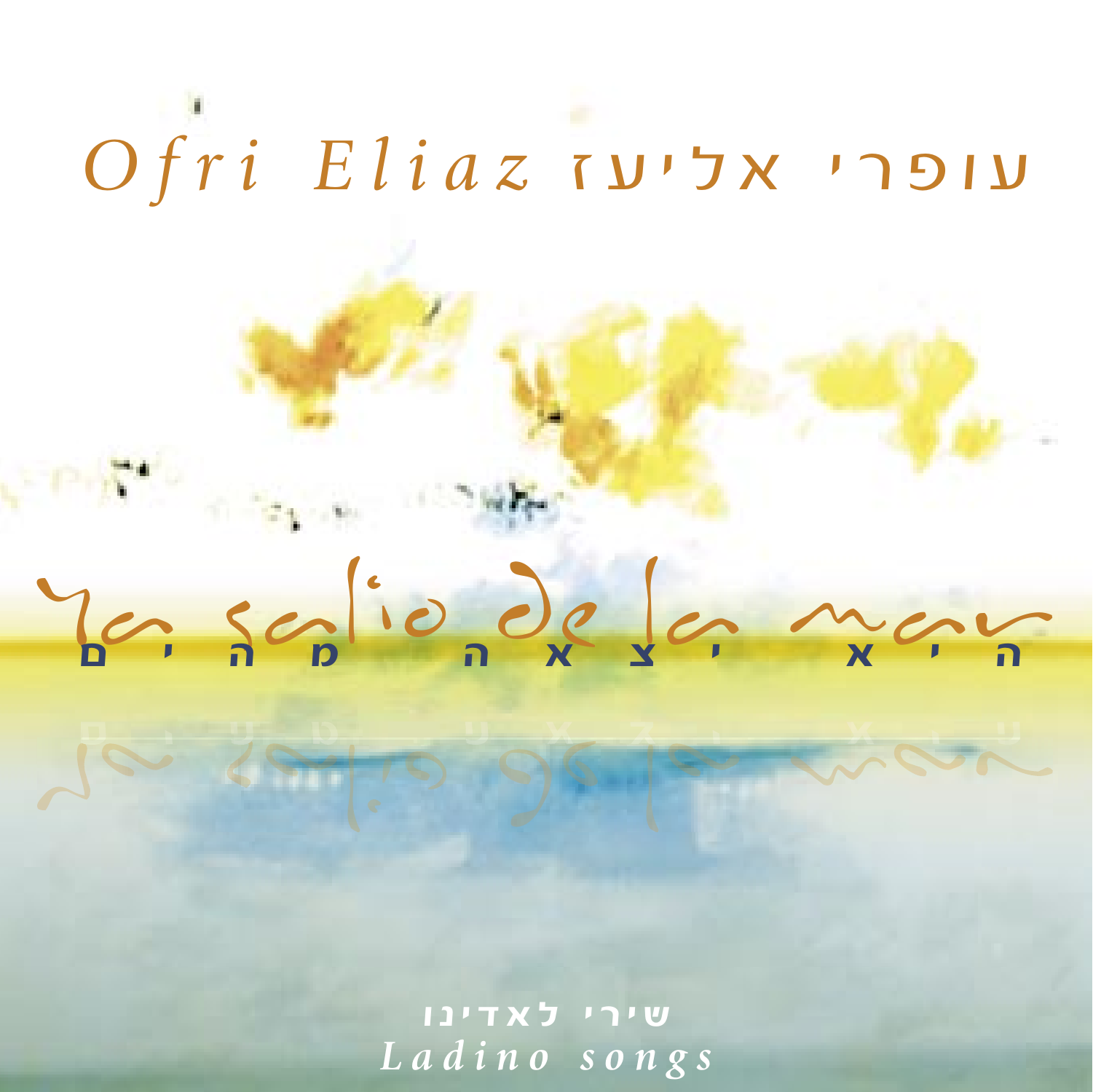# Ofri Eliaz עופרי אליעז

## La salio de la mar

## היא יצאה מהים

שירי לאדינו

*Ladino songs*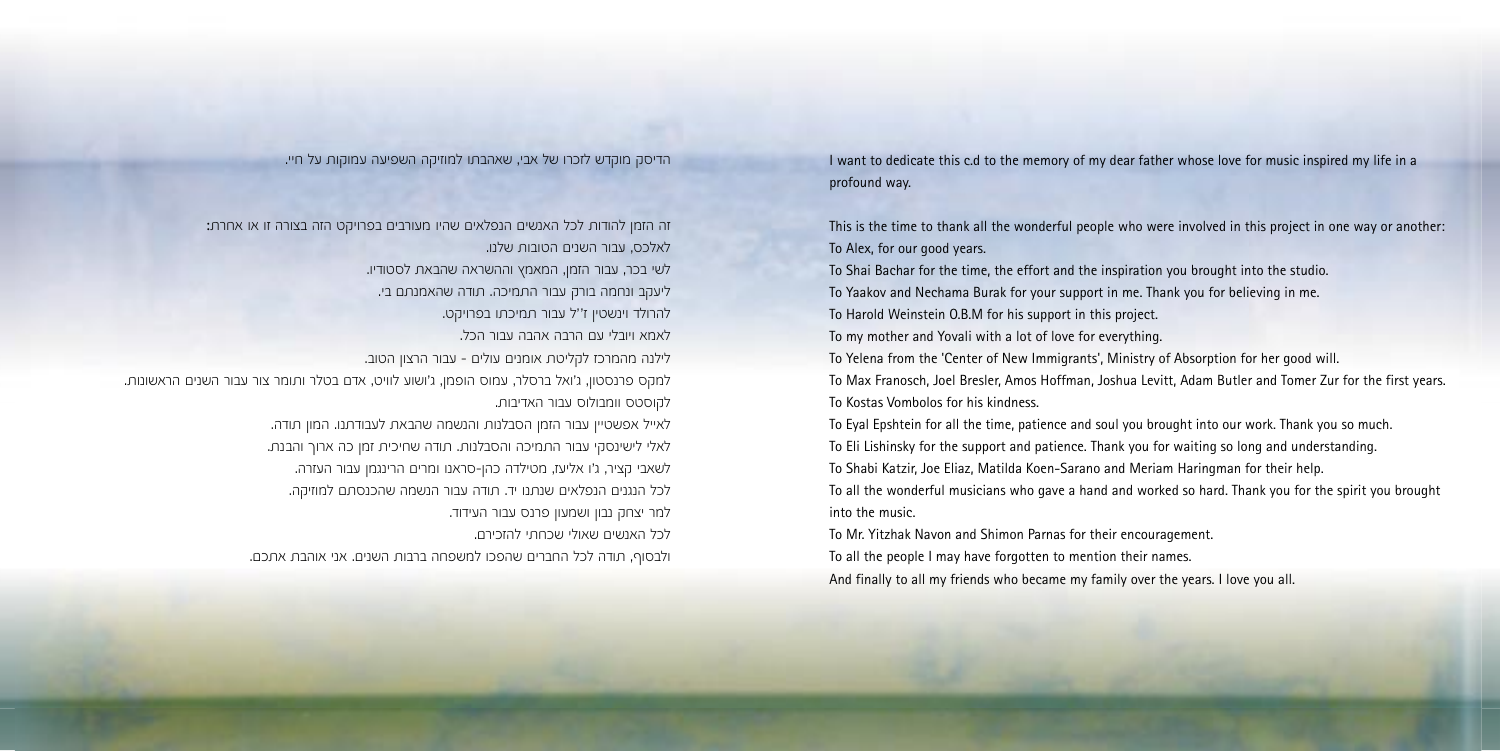הדיסק מוקדש לזכרו של אבי, שאהבתו למוזיקה השפיעה עמוקות על חיי.

זה הזמן להודות לכל האנשים הנפלאים שהיו מעורבים בפרויקט הזה בצורה זו או אחרת:
לאלכס, עבור השנים הטובות שלנו.
לשי בכר, עבור הזמן, המאמץ וההשראה שהבאת לסטודיו.
ליעקב ונחמה בורק עבור התמיכה. תודה שהאמנתם בי.
להרולד וינשטין ז"ל עבור תמיכתו בפרויקט.
לאמא ויובלי עם הרבה אהבה עבור הכל.
לילנה מהמרכז לקליטת אומנים עולים - עבור הרצון הטוב.
למקס פרנסטון, ג'ואל ברסלר, עמוס הופמן, ג'ושוע לוויט, אדם בטלר ותומר צור עבור השנים הראשונות.
לקוסטס וומבולוס עבור האדיבות.
לאייל אפשטיין עבור הזמן הסבלנות והנשמה שהבאת לעבודתנו. המון תודה.
לאלי לישינסקי עבור התמיכה והסבלנות. תודה שחיכית זמן כה ארוך והבנת.
לשאבי קציר, ג'ו אליעז, מטילדה כהן-סראנו ומרים הרינגמן עבור העזרה.
לכל הנגנים הנפלאים שנתנו יד. תודה עבור הנשמה שהכנסתם למוזיקה.
למר יצחק נבון ושמעון פרנס עבור העידוד.
לכל האנשים שאולי שכחתי להזכירם.
ולבסוף, תודה לכל החברים שהפכו למשפחה ברבות השנים. אני אוהבת אתכם.

I want to dedicate this c.d to the memory of my dear father whose love for music inspired my life in a profound way.

This is the time to thank all the wonderful people who were involved in this project in one way or another:
To Alex, for our good years.
To Shai Bachar for the time, the effort and the inspiration you brought into the studio.
To Yaakov and Nechama Burak for your support in me. Thank you for believing in me.
To Harold Weinstein O.B.M for his support in this project.
To my mother and Yovali with a lot of love for everything.
To Yelena from the 'Center of New Immigrants', Ministry of Absorption for her good will.
To Max Franosch, Joel Bresler, Amos Hoffman, Joshua Levitt, Adam Butler and Tomer Zur for the first years.
To Kostas Vombolos for his kindness.
To Eyal Epshtein for all the time, patience and soul you brought into our work. Thank you so much.
To Eli Lishinsky for the support and patience. Thank you for waiting so long and understanding.
To Shabi Katzir, Joe Eliaz, Matilda Koen-Sarano and Meriam Haringman for their help.
To all the wonderful musicians who gave a hand and worked so hard. Thank you for the spirit you brought into the music.
To Mr. Yitzhak Navon and Shimon Parnas for their encouragement.
To all the people I may have forgotten to mention their names.
And finally to all my friends who became my family over the years. I love you all.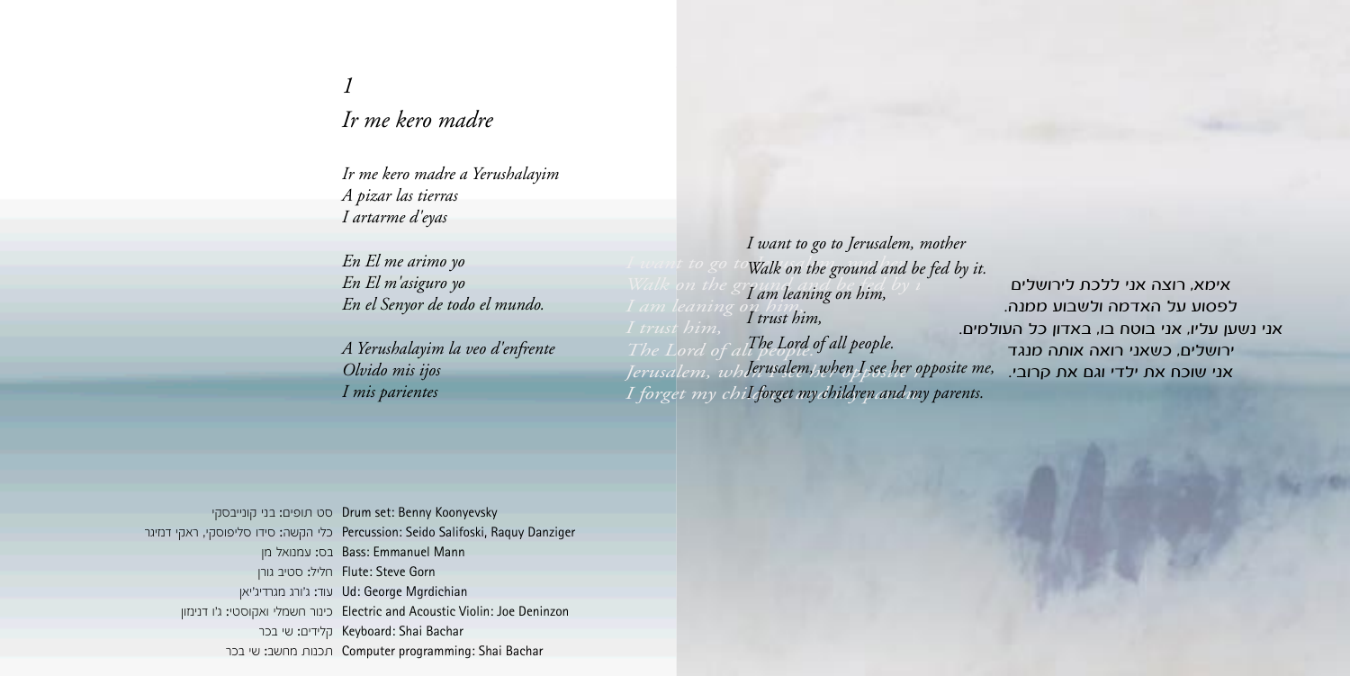*1*

## *Ir me kero madre*

*Ir me kero madre a Yerushalayim*
*A pizar las tierras*
*I artarme d'eyas*

*En El me arimo yo*
*En El m'asiguro yo*
*En el Senyor de todo el mundo.*

*A Yerushalayim la veo d'enfrente*
*Olvido mis ijos*
*I mis parientes*

*I want to go to Jerusalem, mother*
*Walk on the ground and be fed by it.*
*I am leaning on him,*
*I trust him,*
*The Lord of all people.*
*Jerusalem, when I see her opposite me,*
*I forget my children and my parents.*

אימא, רוצה אני ללכת לירושלים
לפסוע על האדמה ולשבוע ממנה.
אני נשען עליו, אני בוטח בו, באדון כל העולמים.
ירושלים, כשאני רואה אותה מנגד
אני שוכח את ילדי וגם את קרובי.

Drum set: Benny Koonyevsky סט תופים: בני קונייבסקי
Percussion: Seido Salifoski, Raquy Danziger כלי הקשה: סידו סליפוסקי, ראקי דנזיגר
Bass: Emmanuel Mann בס: עמנואל מן
Flute: Steve Gorn חליל: סטיב גורן
Ud: George Mgrdichian עוד: ג'ורג מגרדיצ'יאן
Electric and Acoustic Violin: Joe Deninzon כינור חשמלי ואקוסטי: ג'ו דנינזון
Keyboard: Shai Bachar קלידים: שי בכר
Computer programming: Shai Bachar תכנות מחשב: שי בכר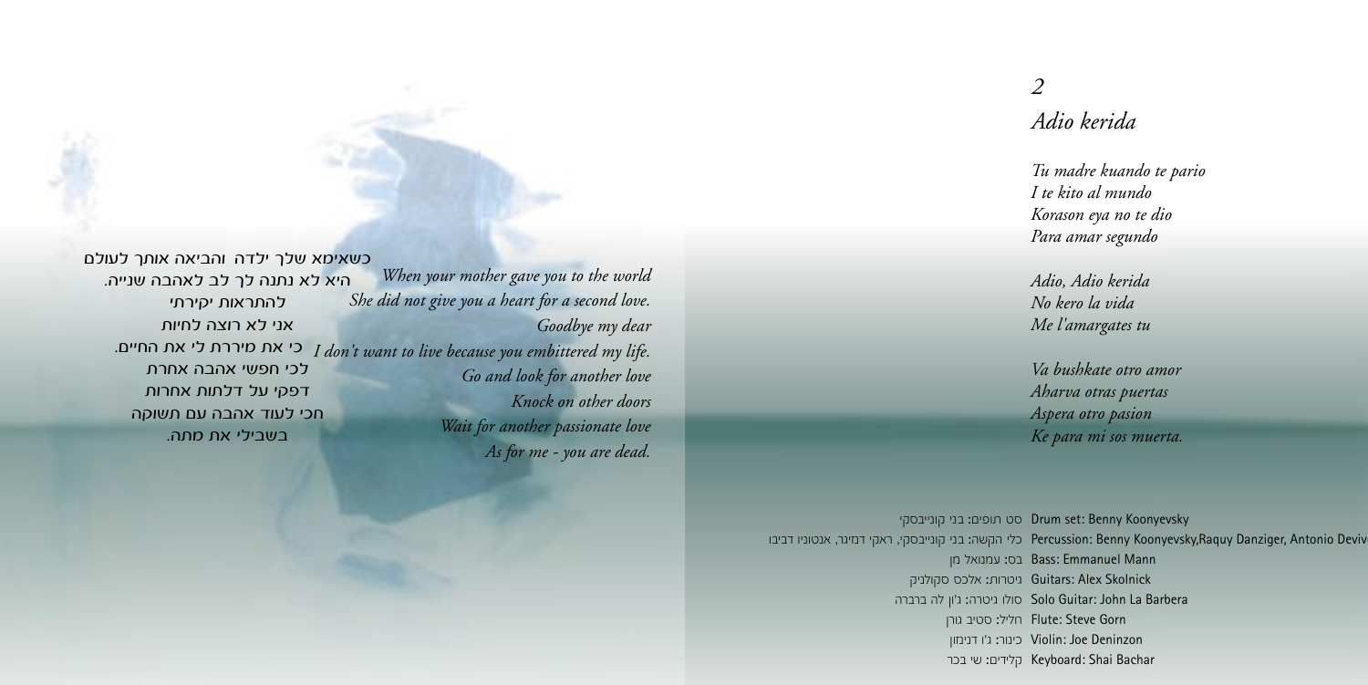## 2

## *Adio kerida*

*Tu madre kuando te pario*
*I te kito al mundo*
*Korason eya no te dio*
*Para amar segundo*

*Adio, Adio kerida*
*No kero la vida*
*Me l'amargates tu*

*Va bushkate otro amor*
*Aharva otras puertas*
*Aspera otro pasion*
*Ke para mi sos muerta.*

*When your mother gave you to the world*
*She did not give you a heart for a second love.*
*Goodbye my dear*
*I don't want to live because you embittered my life.*
*Go and look for another love*
*Knock on other doors*
*Wait for another passionate love*
*As for me - you are dead.*

כשאימא שלך ילדה והביאה אותך לעולם
היא לא נתנה לך לב לאהבה שנייה.
להתראות יקירתי
אני לא רוצה לחיות
כי את מיררת לי את החיים.
לכי חפשי אהבה אחרת
דפקי על דלתות אחרות
חכי לעוד אהבה עם תשוקה
בשבילי את מתה.

Drum set: Benny Koonyevsky סט תופים: בני קונייבסקי
Percussion: Benny Koonyevsky,Raquy Danziger, Antonio Deviv כלי הקשה: בני קונייבסקי, ראקי דנזיגר, אנטוניו דביבו
Bass: Emmanuel Mann בס: עמנואל מן
Guitars: Alex Skolnick גיטרות: אלכס סקולניק
Solo Guitar: John La Barbera סולו גיטרה: ג'ון לה ברברה
Flute: Steve Gorn חליל: סטיב גורן
Violin: Joe Deninzon כינור: ג'ו דנינזון
Keyboard: Shai Bachar קלידים: שי בכר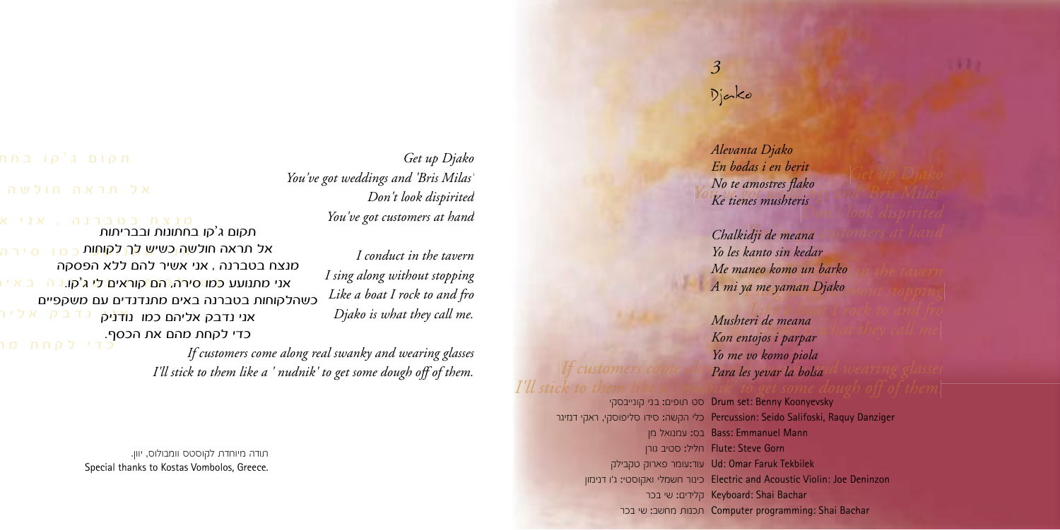## 3
## Djako

*Alevanta Djako*
*En bodas i en berit*
*No te amostres flako*
*Ke tienes mushteris*

*Chalkidji de meana*
*Yo les kanto sin kedar*
*Me maneo komo un barko*
*A mi ya me yaman Djako*

*Mushteri de meana*
*Kon entojos i parpar*
*Yo me vo komo piola*
*Para les yevar la bolsa*

*Get up Djako*
*You've got weddings and 'Bris Milas'*
*Don't look dispirited*
*You've got customers at hand*

*I conduct in the tavern*
*I sing along without stopping*
*Like a boat I rock to and fro*
*Djako is what they call me.*

*If customers come along real swanky and wearing glasses*
*I'll stick to them like a ' nudnik' to get some dough off of them.*

תקום ג'קו בחתונות ובבריתות
אל תראה חולשה כשיש לך לקוחות
מנצח בטברנה , אני אשיר להם ללא הפסקה
אני מתנועע כמו סירה, הם קוראים לי ג'קו.
כשהלקוחות בטברנה באים מתנדנדים עם משקפיים
אני נדבק אליהם כמו נודניק
כדי לקחת מהם את הכסף.

Drum set: Benny Koonyevsky סט תופים: בני קונייבסקי
Percussion: Seido Salifoski, Raquy Danziger כלי הקשה: סידו סליפוסקי, ראקי דנזיגר
Bass: Emmanuel Mann בס: עמנואל מן
Flute: Steve Gorn חליל: סטיב גורן
Ud: Omar Faruk Tekbilek עוד: עומר פארוק טקבילק
Electric and Acoustic Violin: Joe Deninzon כינור חשמלי ואקוסטי: ג'ו דנינזון
Keyboard: Shai Bachar קלידים: שי בכר
Computer programming: Shai Bachar תכנות מחשב: שי בכר

תודה מיוחדת לקוסטס וומבולוס, יוון.
Special thanks to Kostas Vombolos, Greece.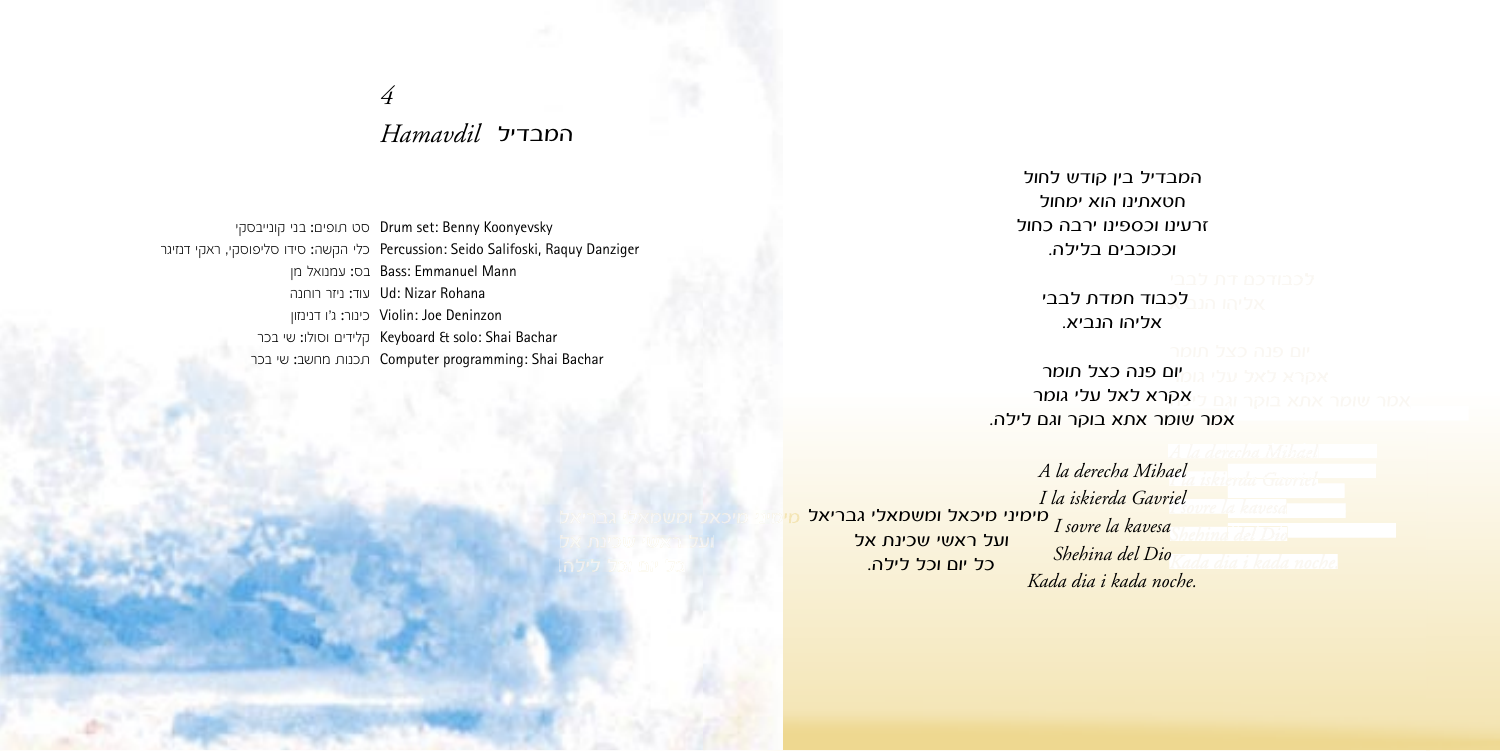*4*

## *Hamavdil* המבדיל

Drum set: Benny Koonyevsky סט תופים: בני קונייבסקי
Percussion: Seido Salifoski, Raquy Danziger כלי הקשה: סידו סליפוסקי, ראקי דנזיגר
Bass: Emmanuel Mann בס: עמנואל מן
Ud: Nizar Rohana עוד: ניזר רוחנה
Violin: Joe Deninzon כינור: ג'ו דנינזון
Keyboard & solo: Shai Bachar קלידים וסולו: שי בכר
Computer programming: Shai Bachar תכנות מחשב: שי בכר

המבדיל בין קודש לחול
חטאתינו הוא ימחול
זרעינו וכספינו ירבה כחול
וככוכבים בלילה.

לכבוד חמדת לבבי
אליהו הנביא.

יום פנה כצל תומר
אקרא לאל עלי גומר
אמר שומר אתא בוקר וגם לילה.

מימיני מיכאל ומשמאלי גבריאל
ועל ראשי שכינת אל
כל יום וכל לילה.

*A la derecha Mihael*
*I la iskierda Gavriel*
*I sovre la kavesa*
*Shehina del Dio*
*Kada dia i kada noche.*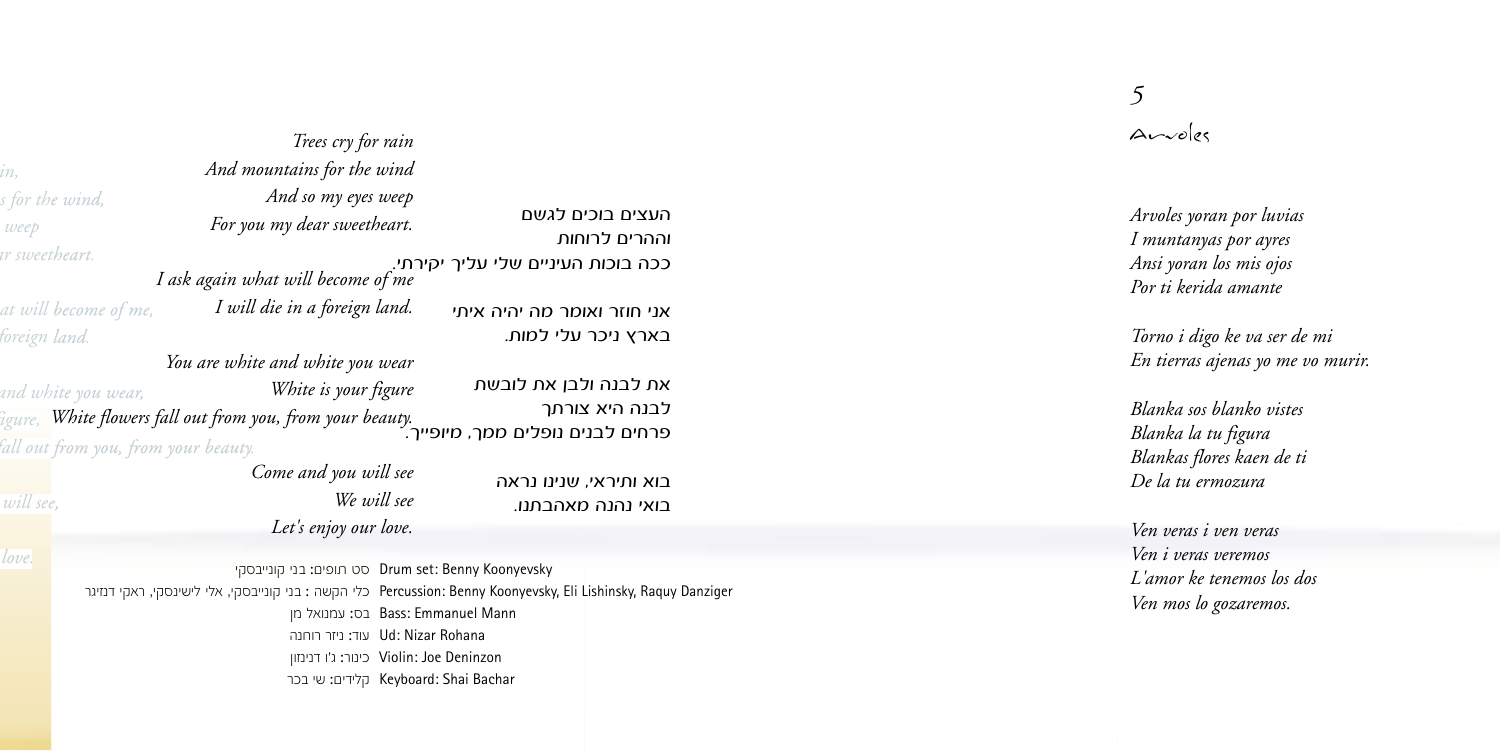## 5

## Arvoles

*Arvoles yoran por luvias*
*I muntanyas por ayres*
*Ansi yoran los mis ojos*
*Por ti kerida amante*

*Torno i digo ke va ser de mi*
*En tierras ajenas yo me vo murir.*

*Blanka sos blanko vistes*
*Blanka la tu figura*
*Blankas flores kaen de ti*
*De la tu ermozura*

*Ven veras i ven veras*
*Ven i veras veremos*
*L'amor ke tenemos los dos*
*Ven mos lo gozaremos.*

העצים בוכים לגשם
וההרים לרוחות
ככה בוכות העיניים שלי עליך יקירתי.

אני חוזר ואומר מה יהיה איתי
בארץ ניכר עלי למות.

את לבנה ולבן את לובשת
לבנה היא צורתך
פרחים לבנים נופלים ממך, מיופייך.

בוא ותיראי, שנינו נראה
בואי נהנה מאהבתנו.

*Trees cry for rain*
*And mountains for the wind*
*And so my eyes weep*
*For you my dear sweetheart.*

*I ask again what will become of me*
*I will die in a foreign land.*

*You are white and white you wear*
*White is your figure*
*White flowers fall out from you, from your beauty.*

*Come and you will see*
*We will see*
*Let's enjoy our love.*

Drum set: Benny Koonyevsky סט תופים: בני קונייבסקי
Percussion: Benny Koonyevsky, Eli Lishinsky, Raquy Danziger כלי הקשה : בני קונייבסקי, אלי לישינסקי, ראקי דנזיגר
Bass: Emmanuel Mann בס: עמנואל מן
Ud: Nizar Rohana עוד: ניזר רוחנה
Violin: Joe Deninzon כינור: ג'ו דנינזון
Keyboard: Shai Bachar קלידים: שי בכר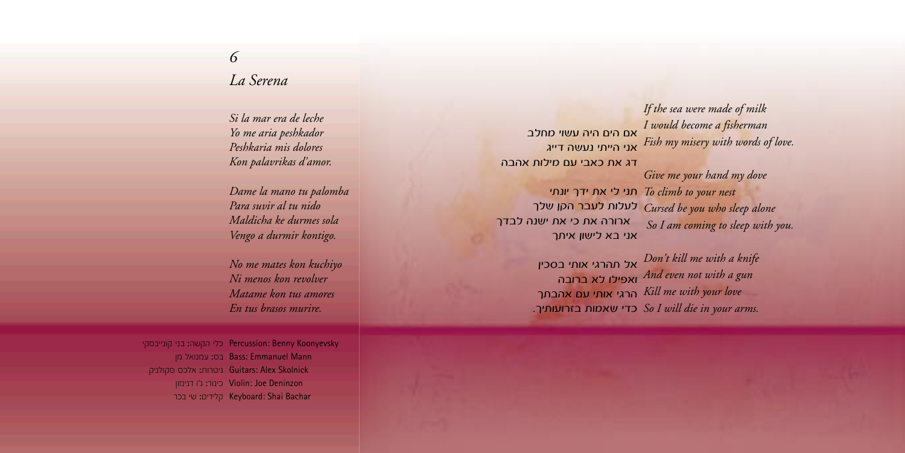*6*

## *La Serena*

*Si la mar era de leche*
*Yo me aria peshkador*
*Peshkaria mis dolores*
*Kon palavrikas d'amor.*

*Dame la mano tu palomba*
*Para suvir al tu nido*
*Maldicha ke durmes sola*
*Vengo a durmir kontigo.*

*No me mates kon kuchiyo*
*Ni menos kon revolver*
*Matame kon tus amores*
*En tus brasos murire.*

אם הים היה עשוי מחלב
אני הייתי נעשה דייג
דג את כאבי עם מילות אהבה

תני לי את ידך יונתי
לעלות לעבר הקן שלך
ארורה את כי את ישנה לבדך
אני בא לישון איתך

אל תהרגי אותי בסכין
ואפילו לא ברובה
הרגי אותי עם אהבתך
כדי שאמות בזרועותיך.

*If the sea were made of milk*
*I would become a fisherman*
*Fish my misery with words of love.*

*Give me your hand my dove*
*To climb to your nest*
*Cursed be you who sleep alone*
*So I am coming to sleep with you.*

*Don't kill me with a knife*
*And even not with a gun*
*Kill me with your love*
*So I will die in your arms.*

Percussion: Benny Koonyevsky כלי הקשה: בני קונייבסקי
Bass: Emmanuel Mann בס: עמנואל מן
Guitars: Alex Skolnick גיטרות: אלכס סקולניק
Violin: Joe Deninzon כינור: ג'ו דנינזון
Keyboard: Shai Bachar קלידים: שי בכר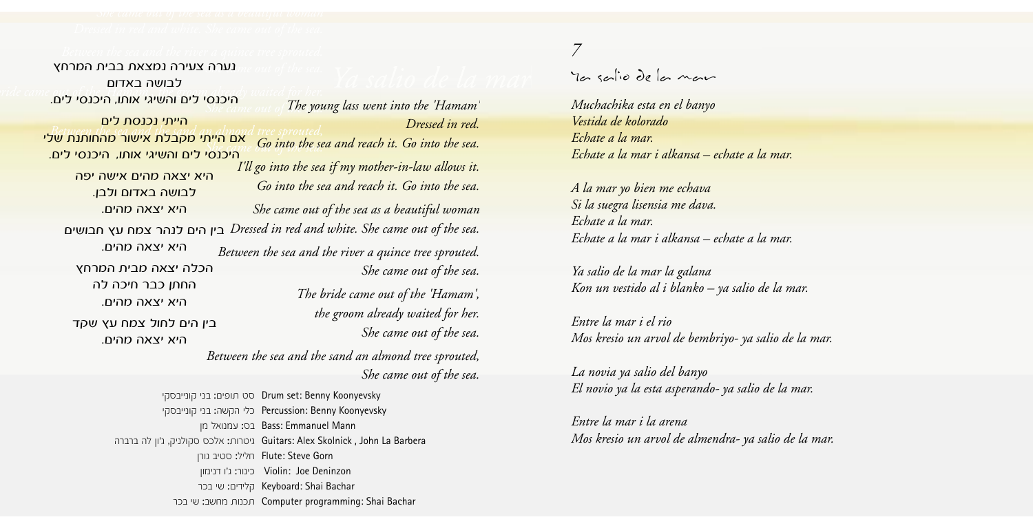## 7

## Ya salio de la mar

*Muchachika esta en el banyo*
*Vestida de kolorado*
*Echate a la mar.*
*Echate a la mar i alkansa – echate a la mar.*

*A la mar yo bien me echava*
*Si la suegra lisensia me dava.*
*Echate a la mar.*
*Echate a la mar i alkansa – echate a la mar.*

*Ya salio de la mar la galana*
*Kon un vestido al i blanko – ya salio de la mar.*

*Entre la mar i el rio*
*Mos kresio un arvol de bembriyo- ya salio de la mar.*

*La novia ya salio del banyo*
*El novio ya la esta asperando- ya salio de la mar.*

*Entre la mar i la arena*
*Mos kresio un arvol de almendra- ya salio de la mar.*

*The young lass went into the 'Hamam'*
*Dressed in red.*
*Go into the sea and reach it. Go into the sea.*
*I'll go into the sea if my mother-in-law allows it.*
*Go into the sea and reach it. Go into the sea.*
*She came out of the sea as a beautiful woman*
*Dressed in red and white. She came out of the sea.*
*Between the sea and the river a quince tree sprouted.*
*She came out of the sea.*
*The bride came out of the 'Hamam',*
*the groom already waited for her.*
*She came out of the sea.*
*Between the sea and the sand an almond tree sprouted,*
*She came out of the sea.*

נערה צעירה נמצאת בבית המרחץ
לבושה באדום
היכנסי לים והשיגי אותו, היכנסי לים.
הייתי נכנסת לים
אם הייתי מקבלת אישור מהחותנת שלי
היכנסי לים והשיגי אותו, היכנסי לים.
היא יצאה מהים אישה יפה
לבושה באדום ולבן.
היא יצאה מהים.
בין הים לנהר צמח עץ חבושים
היא יצאה מהים.
הכלה יצאה מבית המרחץ
החתן כבר חיכה לה
היא יצאה מהים.
בין הים לחול צמח עץ שקד
היא יצאה מהים.

Drum set: Benny Koonyevsky — סט תופים: בני קונייבסקי
Percussion: Benny Koonyevsky — כלי הקשה: בני קונייבסקי
Bass: Emmanuel Mann — בס: עמנואל מן
Guitars: Alex Skolnick , John La Barbera — גיטרות: אלכס סקולניק, ג'ון לה ברברה
Flute: Steve Gorn — חליל: סטיב גורן
Violin: Joe Deninzon — כינור: ג'ו דנינזון
Keyboard: Shai Bachar — קלידים: שי בכר
Computer programming: Shai Bachar — תכנות מחשב: שי בכר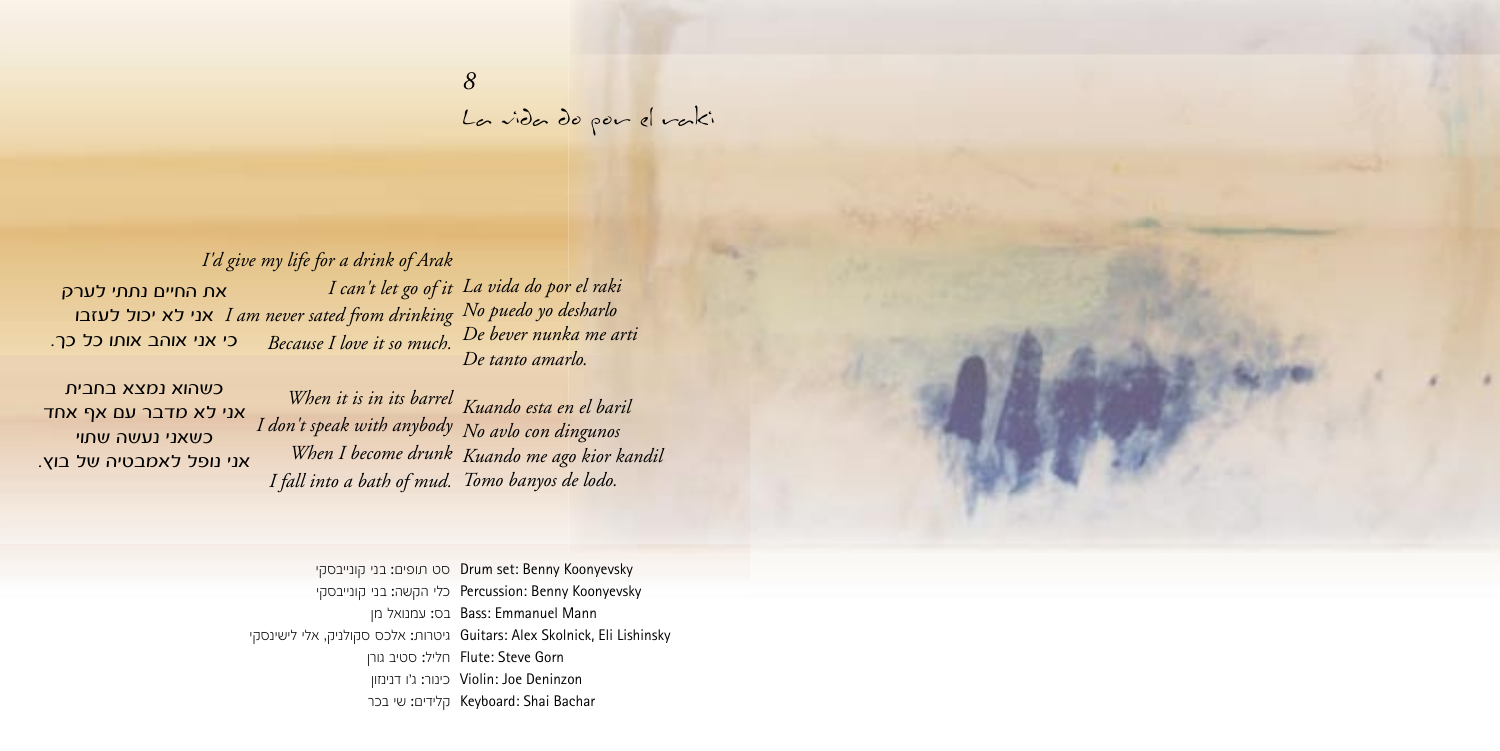## 8

## La vida do por el raki

*I'd give my life for a drink of Arak*

| | | |
|---|---|---|
| את החיים נתתי לערק | *I can't let go of it* | *La vida do por el raki* |
| אני לא יכול לעזבו | *I am never sated from drinking* | *No puedo yo desharlo* |
| כי אני אוהב אותו כל כך. | *Because I love it so much.* | *De bever nunka me arti* |
| | | *De tanto amarlo.* |
| כשהוא נמצא בחבית | *When it is in its barrel* | *Kuando esta en el baril* |
| אני לא מדבר עם אף אחד | *I don't speak with anybody* | *No avlo con dingunos* |
| כשאני נעשה שתוי | *When I become drunk* | *Kuando me ago kior kandil* |
| אני נופל לאמבטיה של בוץ. | *I fall into a bath of mud.* | *Tomo banyos de lodo.* |

Drum set: Benny Koonyevsky סט תופים: בני קונייבסקי
Percussion: Benny Koonyevsky כלי הקשה: בני קונייבסקי
Bass: Emmanuel Mann בס: עמנואל מן
Guitars: Alex Skolnick, Eli Lishinsky גיטרות: אלכס סקולניק, אלי לישינסקי
Flute: Steve Gorn חליל: סטיב גורן
Violin: Joe Deninzon כינור: ג'ו דנינזון
Keyboard: Shai Bachar קלידים: שי בכר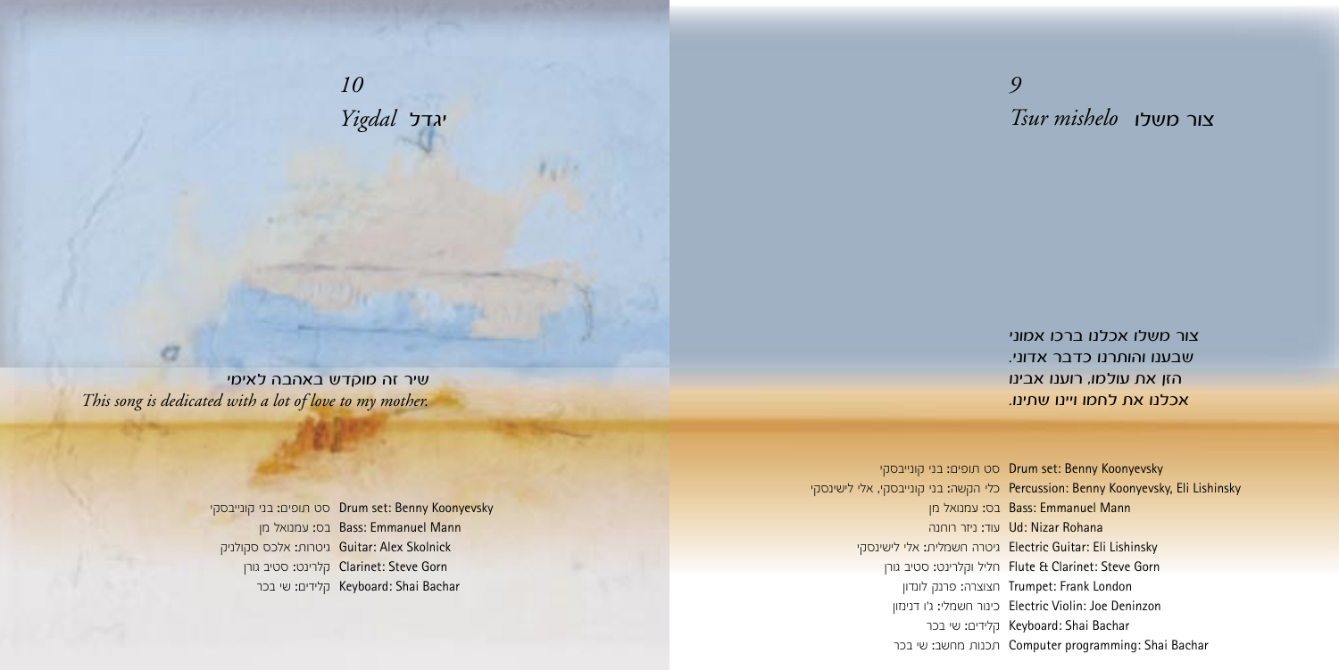## 10
## *Yigdal* יגדל

שיר זה מוקדש באהבה לאימי

*This song is dedicated with a lot of love to my mother.*

Drum set: Benny Koonyevsky סט תופים: בני קונייבסקי
Bass: Emmanuel Mann בס: עמנואל מן
Guitar: Alex Skolnick גיטרות: אלכס סקולניק
Clarinet: Steve Gorn קלרינט: סטיב גורן
Keyboard: Shai Bachar קלידים: שי בכר

## 9
## *Tsur mishelo* צור משלו

צור משלו אכלנו ברכו אמוני
שבענו והותרנו כדבר אדוני.
הזן את עולמו, רוענו אבינו
אכלנו את לחמו ויינו שתינו.

Drum set: Benny Koonyevsky סט תופים: בני קונייבסקי
Percussion: Benny Koonyevsky, Eli Lishinsky כלי הקשה: בני קונייבסקי, אלי לישינסקי
Bass: Emmanuel Mann בס: עמנואל מן
Ud: Nizar Rohana עוד: ניזר רוחנה
Electric Guitar: Eli Lishinsky גיטרה חשמלית: אלי לישינסקי
Flute & Clarinet: Steve Gorn חליל וקלרינט: סטיב גורן
Trumpet: Frank London חצוצרה: פרנק לונדון
Electric Violin: Joe Deninzon כינור חשמלי: ג'ו דנינזון
Keyboard: Shai Bachar קלידים: שי בכר
Computer programming: Shai Bachar תכנות מחשב: שי בכר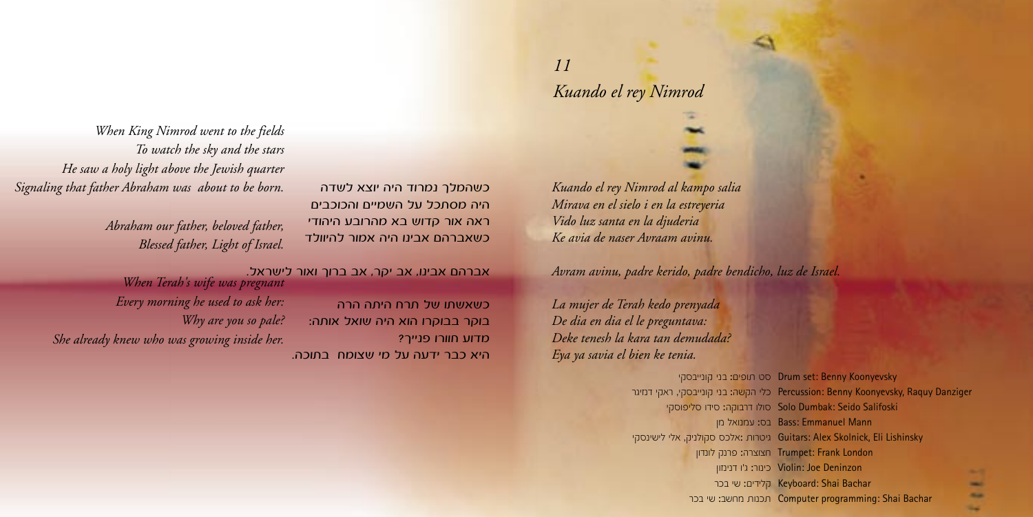## *11*
## *Kuando el rey Nimrod*

*Kuando el rey Nimrod al kampo salia*
*Mirava en el sielo i en la estreyeria*
*Vido luz santa en la djuderia*
*Ke avia de naser Avraam avinu.*

*Avram avinu, padre kerido, padre bendicho, luz de Israel.*

*La mujer de Terah kedo prenyada*
*De dia en dia el le preguntava:*
*Deke tenesh la kara tan demudada?*
*Eya ya savia el bien ke tenia.*

כשהמלך נמרוד היה יוצא לשדה
היה מסתכל על השמיים והכוכבים
ראה אור קדוש בא מהרובע היהודי
כשאברהם אבינו היה אמור להיוולד

אברהם אבינו, אב יקר, אב ברוך ואור לישראל.

כשאשתו של תרח היתה הרה
בוקר בבוקרו הוא היה שואל אותה:
מדוע חוורו פנייך?
היא כבר ידעה על מי שצומח בתוכה.

*When King Nimrod went to the fields*
*To watch the sky and the stars*
*He saw a holy light above the Jewish quarter*
*Signaling that father Abraham was about to be born.*

*Abraham our father, beloved father,*
*Blessed father, Light of Israel.*

*When Terah's wife was pregnant*
*Every morning he used to ask her:*
*Why are you so pale?*
*She already knew who was growing inside her.*

Drum set: Benny Koonyevsky סט תופים: בני קונייבסקי
Percussion: Benny Koonyevsky, Raquy Danziger כלי הקשה: בני קונייבסקי, ראקי דנזיגר
Solo Dumbak: Seido Salifoski סולו דרבוקה: סידו סליפוסקי
Bass: Emmanuel Mann בס: עמנואל מן
Guitars: Alex Skolnick, Eli Lishinsky גיטרות :אלכס סקולניק, אלי לישינסקי
Trumpet: Frank London חצוצרה: פרנק לונדון
Violin: Joe Deninzon כינור: ג'ו דנינזון
Keyboard: Shai Bachar קלידים: שי בכר
Computer programming: Shai Bachar תכנות מחשב: שי בכר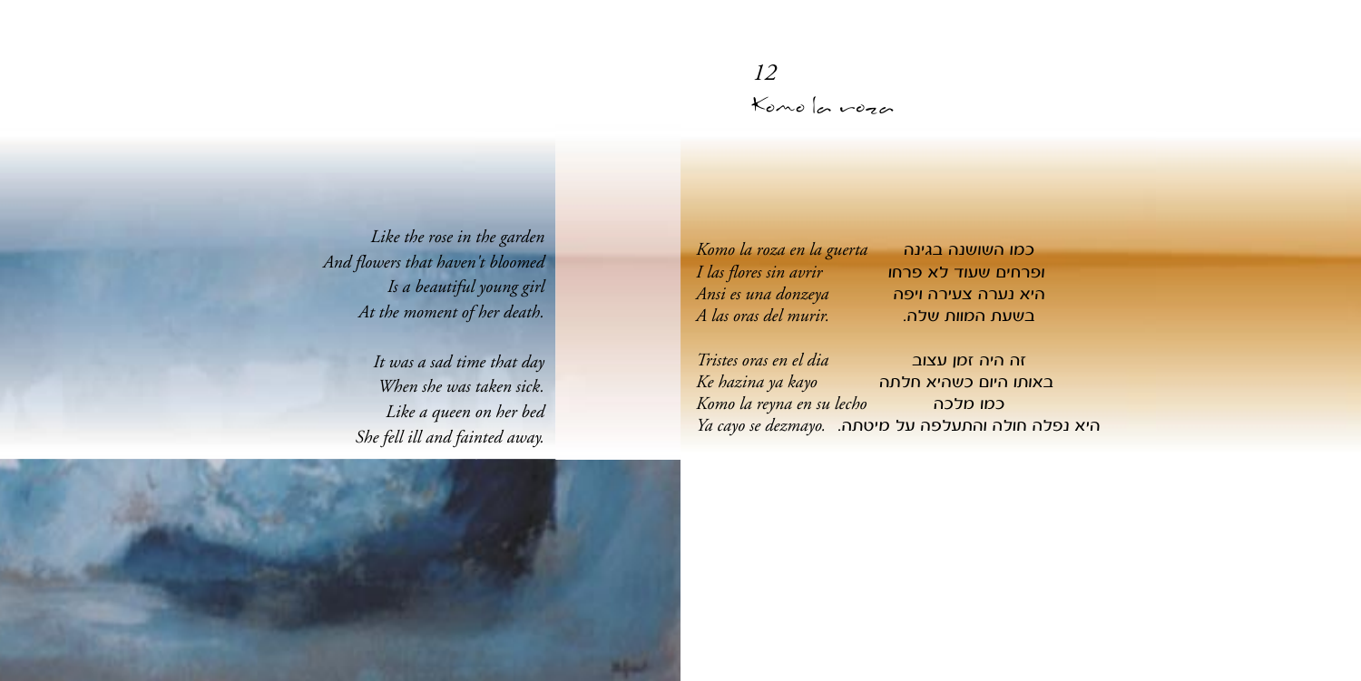## 12

## Komo la roza

*Like the rose in the garden*
*And flowers that haven't bloomed*
*Is a beautiful young girl*
*At the moment of her death.*

*It was a sad time that day*
*When she was taken sick.*
*Like a queen on her bed*
*She fell ill and fainted away.*

*Komo la roza en la guerta*
*I las flores sin avrir*
*Ansi es una donzeya*
*A las oras del murir.*

*Tristes oras en el dia*
*Ke hazina ya kayo*
*Komo la reyna en su lecho*
*Ya cayo se dezmayo.*

כמו השושנה בגינה
ופרחים שעוד לא פרחו
היא נערה צעירה ויפה
בשעת המוות שלה.

זה היה זמן עצוב
באותו היום כשהיא חלתה
כמו מלכה
היא נפלה חולה והתעלפה על מיטתה.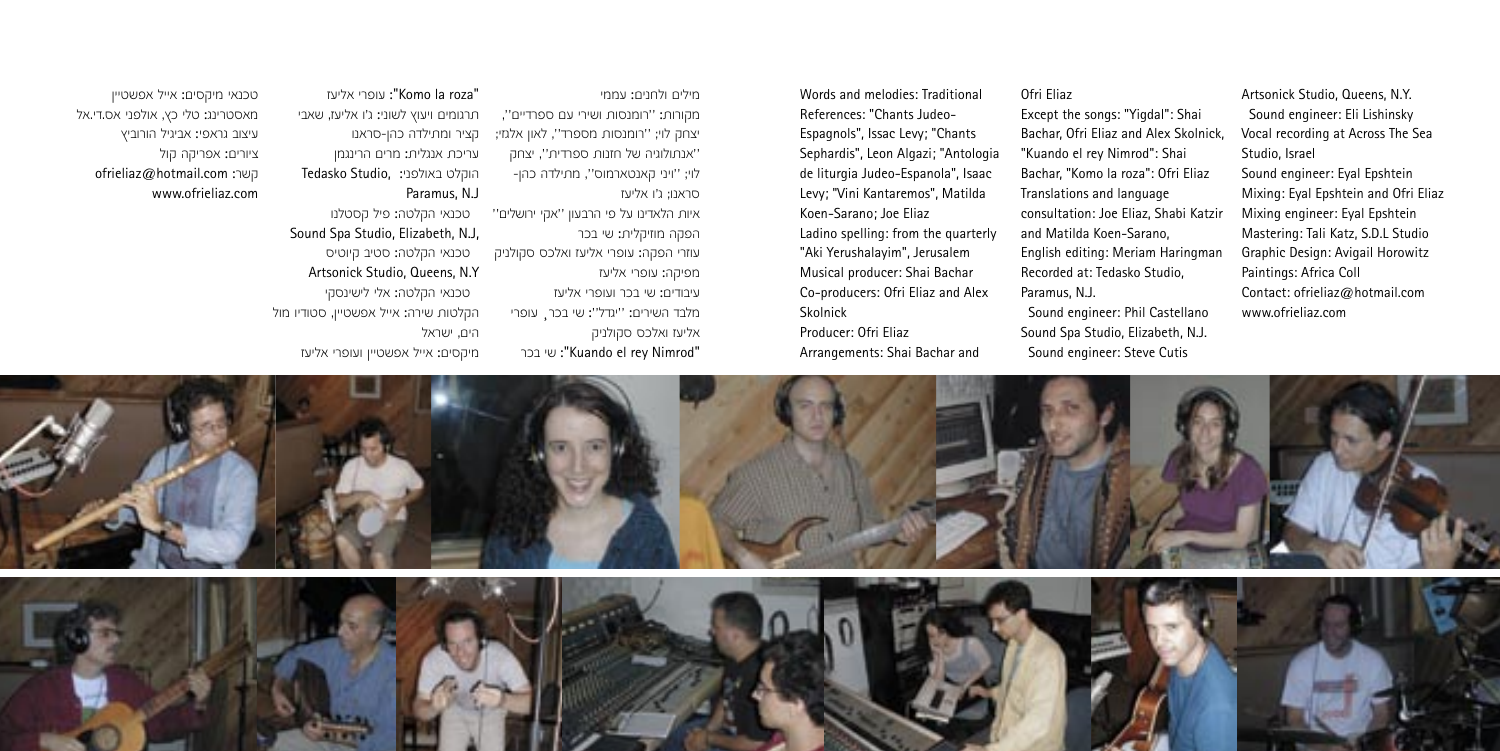מילים ולחנים: עממי
מקורות: ''רומנסות ושירי עם ספרדיים'', יצחק לוי; ''רומנסות מספרד'', לאון אלגזי; ''אנתולוגיה של חזנות ספרדית'', יצחק לוי; ''ויני קאנטארמוס'', מתילדה כהן-סראנו; ג'ו אליעז
איות הלאדינו על פי הרבעון ''אקי ירושלים''
הפקה מוזיקלית: שי בכר
עוזרי הפקה: עופרי אליעז ואלכס סקולניק
מפיקה: עופרי אליעז
עיבודים: שי בכר ועופרי אליעז
מלבד השירים: ''יגדל'': שי בכר, עופרי אליעז ואלכס סקולניק
"Kuando el rey Nimrod": שי בכר

"Komo la roza": עופרי אליעז
תרגומים ויעוץ לשוני: ג'ו אליעז, שאבי קצור ומתילדה כהן-סראנו
עריכת אנגלית: מרים הרינגמן
הוקלט באולפני: Tedasko Studio, Paramus, N.J
טכנאי הקלטה: פיל קסטלנו
Sound Spa Studio, Elizabeth, N.J,
טכנאי הקלטה: סטיב קיוטיס
Artsonick Studio, Queens, N.Y
טכנאי הקלטה: אלי לישינסקי
הקלטות שירה: אייל אפשטיין, סטודיו מול הים, ישראל
מיקסים: אייל אפשטיין ועופרי אליעז

טכנאי מיקסים: אייל אפשטיין
מאסטרינג: טלי כץ, אולפני אס.די.אל
עיצוב גראפי: אביגיל הורוביץ
ציורים: אפריקה קול
קשר: ofrieliaz@hotmail.com
www.ofrieliaz.com

Words and melodies: Traditional
References: "Chants Judeo-Espagnols", Issac Levy; "Chants Sephardis", Leon Algazi; "Antologia de liturgia Judeo-Espanola", Isaac Levy; "Vini Kantaremos", Matilda Koen-Sarano; Joe Eliaz
Ladino spelling: from the quarterly "Aki Yerushalayim", Jerusalem
Musical producer: Shai Bachar
Co-producers: Ofri Eliaz and Alex Skolnick
Producer: Ofri Eliaz
Arrangements: Shai Bachar and Ofri Eliaz
Except the songs: "Yigdal": Shai Bachar, Ofri Eliaz and Alex Skolnick, "Kuando el rey Nimrod": Shai Bachar, "Komo la roza": Ofri Eliaz
Translations and language consultation: Joe Eliaz, Shabi Katzir and Matilda Koen-Sarano,
English editing: Meriam Haringman
Recorded at: Tedasko Studio, Paramus, N.J.
Sound engineer: Phil Castellano
Sound Spa Studio, Elizabeth, N.J.
Sound engineer: Steve Cutis
Artsonick Studio, Queens, N.Y.
Sound engineer: Eli Lishinsky
Vocal recording at Across The Sea Studio, Israel
Sound engineer: Eyal Epshtein
Mixing: Eyal Epshtein and Ofri Eliaz
Mixing engineer: Eyal Epshtein
Mastering: Tali Katz, S.D.L Studio
Graphic Design: Avigail Horowitz
Paintings: Africa Coll
Contact: ofrieliaz@hotmail.com
www.ofrieliaz.com